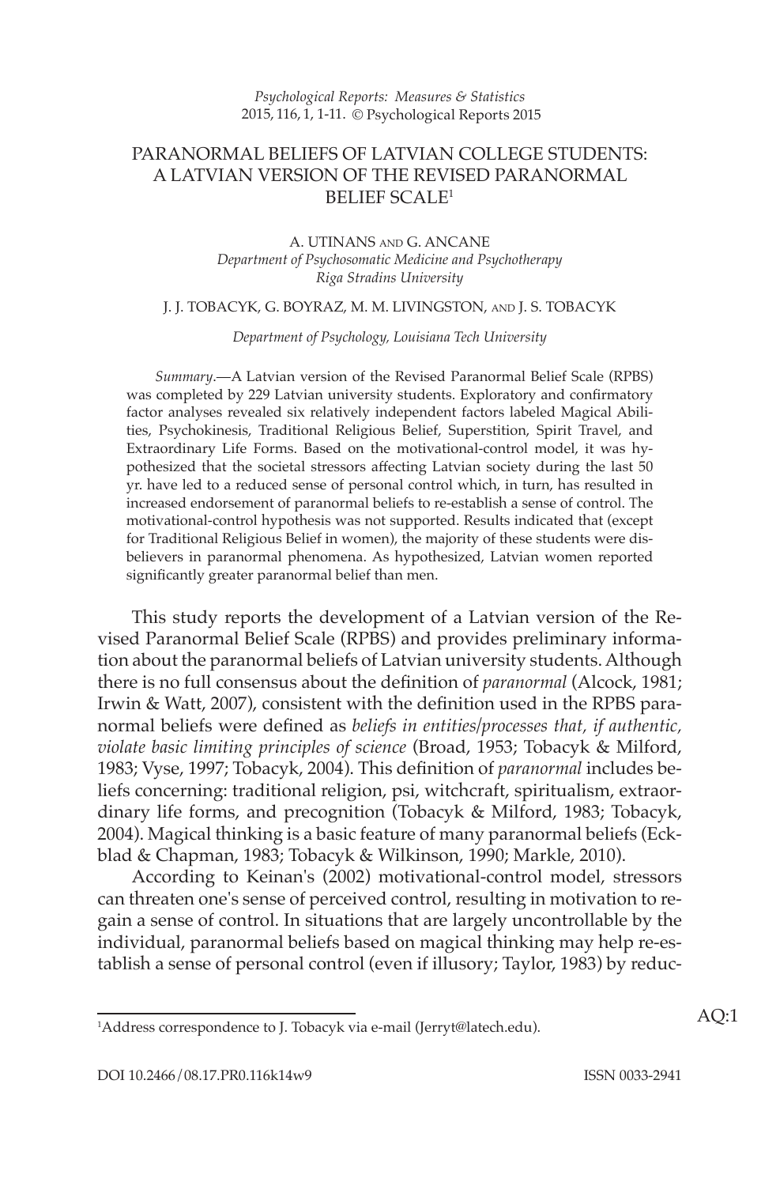# PARANORMAL BELIEFS OF LATVIAN COLLEGE STUDENTS: A LATVIAN VERSION OF THE REVISED PARANORMAL BELIEF SCALE[1]

A. UTINANS AND G. ANCANE

*Department of Psychosomatic Medicine and Psychotherapy*
*Riga Stradins University*

J. J. TOBACYK, G. BOYRAZ, M. M. LIVINGSTON, AND J. S. TOBACYK

*Department of Psychology, Louisiana Tech University*

*Summary*.—A Latvian version of the Revised Paranormal Belief Scale (RPBS) was completed by 229 Latvian university students. Exploratory and confirmatory factor analyses revealed six relatively independent factors labeled Magical Abilities, Psychokinesis, Traditional Religious Belief, Superstition, Spirit Travel, and Extraordinary Life Forms. Based on the motivational-control model, it was hypothesized that the societal stressors affecting Latvian society during the last 50 yr. have led to a reduced sense of personal control which, in turn, has resulted in increased endorsement of paranormal beliefs to re-establish a sense of control. The motivational-control hypothesis was not supported. Results indicated that (except for Traditional Religious Belief in women), the majority of these students were disbelievers in paranormal phenomena. As hypothesized, Latvian women reported significantly greater paranormal belief than men.

This study reports the development of a Latvian version of the Revised Paranormal Belief Scale (RPBS) and provides preliminary information about the paranormal beliefs of Latvian university students. Although there is no full consensus about the definition of *paranormal* (Alcock, 1981; Irwin & Watt, 2007), consistent with the definition used in the RPBS paranormal beliefs were defined as *beliefs in entities/processes that, if authentic, violate basic limiting principles of science* (Broad, 1953; Tobacyk & Milford, 1983; Vyse, 1997; Tobacyk, 2004). This definition of *paranormal* includes beliefs concerning: traditional religion, psi, witchcraft, spiritualism, extraordinary life forms, and precognition (Tobacyk & Milford, 1983; Tobacyk, 2004). Magical thinking is a basic feature of many paranormal beliefs (Eckblad & Chapman, 1983; Tobacyk & Wilkinson, 1990; Markle, 2010).

According to Keinan's (2002) motivational-control model, stressors can threaten one's sense of perceived control, resulting in motivation to regain a sense of control. In situations that are largely uncontrollable by the individual, paranormal beliefs based on magical thinking may help re-establish a sense of personal control (even if illusory; Taylor, 1983) by reduc-

[1]Address correspondence to J. Tobacyk via e-mail (Jerryt@latech.edu).

AQ:1

DOI 10.2466/08.17.PR0.116k14w9 ISSN 0033-2941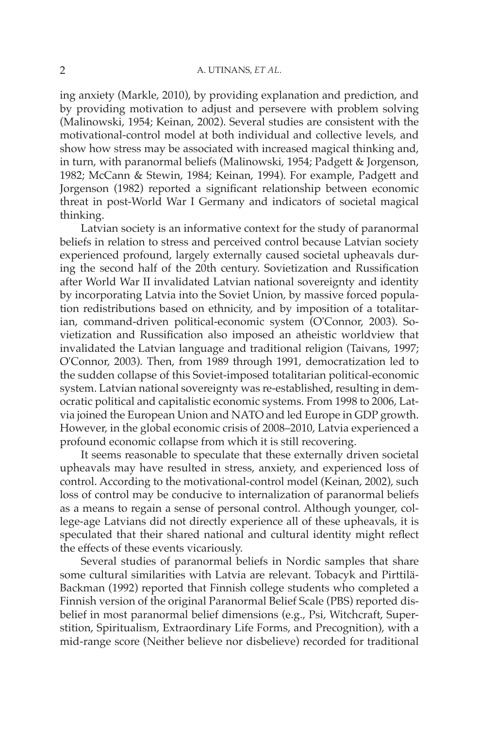ing anxiety (Markle, 2010), by providing explanation and prediction, and by providing motivation to adjust and persevere with problem solving (Malinowski, 1954; Keinan, 2002). Several studies are consistent with the motivational-control model at both individual and collective levels, and show how stress may be associated with increased magical thinking and, in turn, with paranormal beliefs (Malinowski, 1954; Padgett & Jorgenson, 1982; McCann & Stewin, 1984; Keinan, 1994). For example, Padgett and Jorgenson (1982) reported a significant relationship between economic threat in post-World War I Germany and indicators of societal magical thinking.

Latvian society is an informative context for the study of paranormal beliefs in relation to stress and perceived control because Latvian society experienced profound, largely externally caused societal upheavals during the second half of the 20th century. Sovietization and Russification after World War II invalidated Latvian national sovereignty and identity by incorporating Latvia into the Soviet Union, by massive forced population redistributions based on ethnicity, and by imposition of a totalitarian, command-driven political-economic system (O'Connor, 2003). Sovietization and Russification also imposed an atheistic worldview that invalidated the Latvian language and traditional religion (Taivans, 1997; O'Connor, 2003). Then, from 1989 through 1991, democratization led to the sudden collapse of this Soviet-imposed totalitarian political-economic system. Latvian national sovereignty was re-established, resulting in democratic political and capitalistic economic systems. From 1998 to 2006, Latvia joined the European Union and NATO and led Europe in GDP growth. However, in the global economic crisis of 2008–2010, Latvia experienced a profound economic collapse from which it is still recovering.

It seems reasonable to speculate that these externally driven societal upheavals may have resulted in stress, anxiety, and experienced loss of control. According to the motivational-control model (Keinan, 2002), such loss of control may be conducive to internalization of paranormal beliefs as a means to regain a sense of personal control. Although younger, college-age Latvians did not directly experience all of these upheavals, it is speculated that their shared national and cultural identity might reflect the effects of these events vicariously.

Several studies of paranormal beliefs in Nordic samples that share some cultural similarities with Latvia are relevant. Tobacyk and Pirttilä-Backman (1992) reported that Finnish college students who completed a Finnish version of the original Paranormal Belief Scale (PBS) reported disbelief in most paranormal belief dimensions (e.g., Psi, Witchcraft, Superstition, Spiritualism, Extraordinary Life Forms, and Precognition), with a mid-range score (Neither believe nor disbelieve) recorded for traditional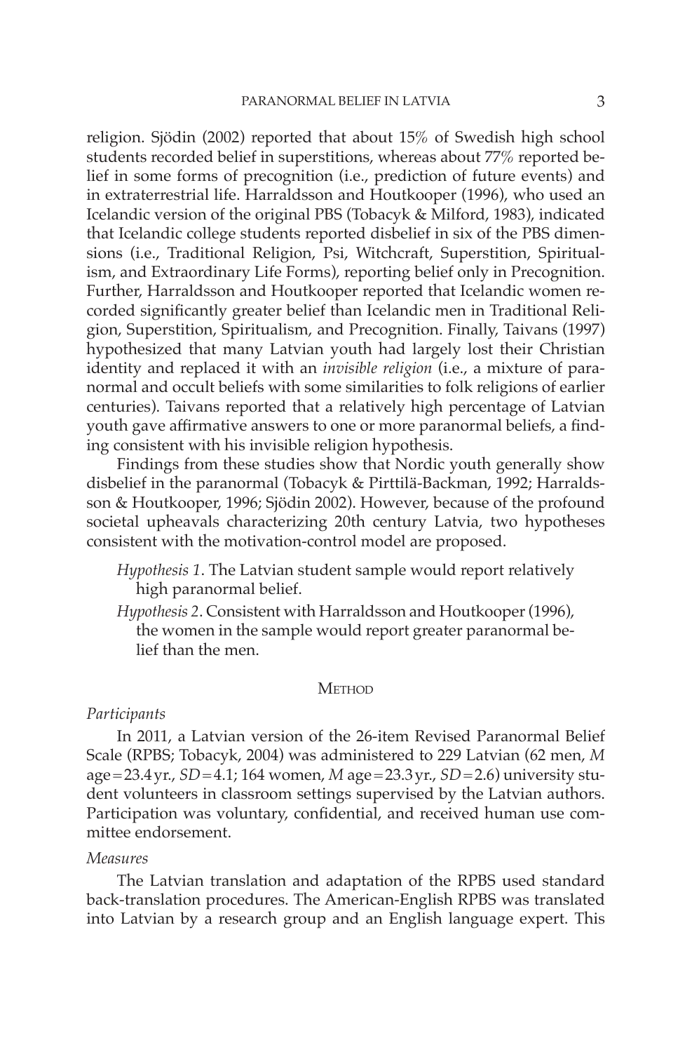religion. Sjödin (2002) reported that about 15% of Swedish high school students recorded belief in superstitions, whereas about 77% reported belief in some forms of precognition (i.e., prediction of future events) and in extraterrestrial life. Harraldsson and Houtkooper (1996), who used an Icelandic version of the original PBS (Tobacyk & Milford, 1983), indicated that Icelandic college students reported disbelief in six of the PBS dimensions (i.e., Traditional Religion, Psi, Witchcraft, Superstition, Spiritualism, and Extraordinary Life Forms), reporting belief only in Precognition. Further, Harraldsson and Houtkooper reported that Icelandic women recorded significantly greater belief than Icelandic men in Traditional Religion, Superstition, Spiritualism, and Precognition. Finally, Taivans (1997) hypothesized that many Latvian youth had largely lost their Christian identity and replaced it with an *invisible religion* (i.e., a mixture of paranormal and occult beliefs with some similarities to folk religions of earlier centuries). Taivans reported that a relatively high percentage of Latvian youth gave affirmative answers to one or more paranormal beliefs, a finding consistent with his invisible religion hypothesis.

Findings from these studies show that Nordic youth generally show disbelief in the paranormal (Tobacyk & Pirttilä-Backman, 1992; Harraldsson & Houtkooper, 1996; Sjödin 2002). However, because of the profound societal upheavals characterizing 20th century Latvia, two hypotheses consistent with the motivation-control model are proposed.

*Hypothesis 1*. The Latvian student sample would report relatively high paranormal belief.

*Hypothesis 2*. Consistent with Harraldsson and Houtkooper (1996), the women in the sample would report greater paranormal belief than the men.

## Method

### *Participants*

In 2011, a Latvian version of the 26-item Revised Paranormal Belief Scale (RPBS; Tobacyk, 2004) was administered to 229 Latvian (62 men, *M* age = 23.4 yr., *SD* = 4.1; 164 women, *M* age = 23.3 yr., *SD* = 2.6) university student volunteers in classroom settings supervised by the Latvian authors. Participation was voluntary, confidential, and received human use committee endorsement.

### *Measures*

The Latvian translation and adaptation of the RPBS used standard back-translation procedures. The American-English RPBS was translated into Latvian by a research group and an English language expert. This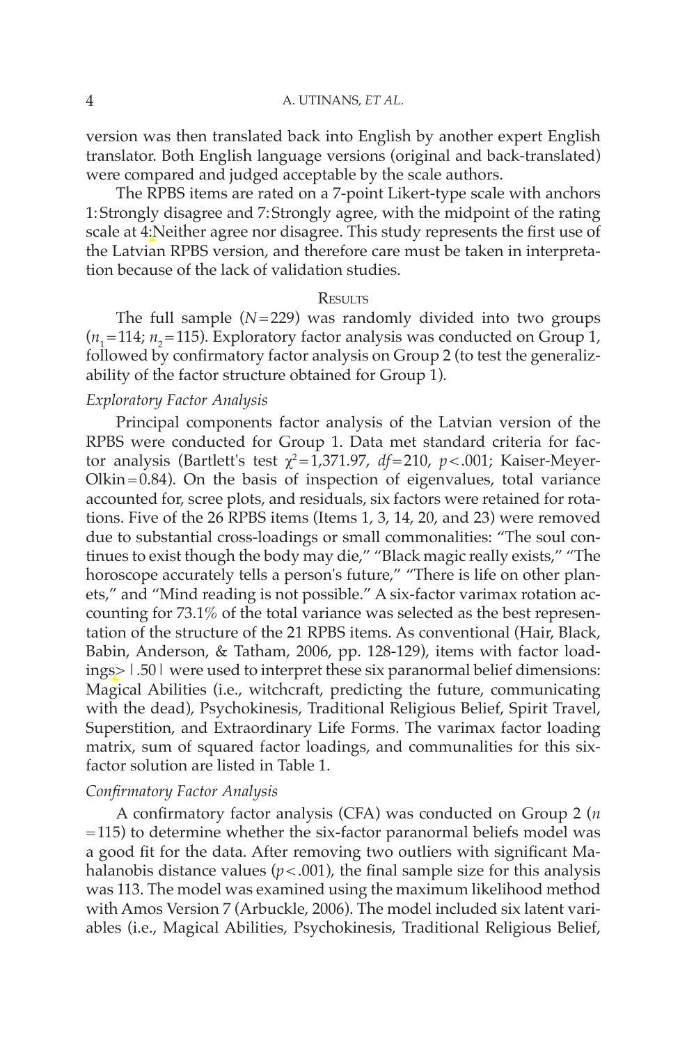version was then translated back into English by another expert English translator. Both English language versions (original and back-translated) were compared and judged acceptable by the scale authors.

The RPBS items are rated on a 7-point Likert-type scale with anchors 1: Strongly disagree and 7: Strongly agree, with the midpoint of the rating scale at 4: Neither agree nor disagree. This study represents the first use of the Latvian RPBS version, and therefore care must be taken in interpretation because of the lack of validation studies.

## Results

The full sample ($N = 229$) was randomly divided into two groups ($n_1 = 114$; $n_2 = 115$). Exploratory factor analysis was conducted on Group 1, followed by confirmatory factor analysis on Group 2 (to test the generalizability of the factor structure obtained for Group 1).

### *Exploratory Factor Analysis*

Principal components factor analysis of the Latvian version of the RPBS were conducted for Group 1. Data met standard criteria for factor analysis (Bartlett's test $\chi^2 = 1{,}371.97$, $df = 210$, $p < .001$; Kaiser-Meyer-Olkin = 0.84). On the basis of inspection of eigenvalues, total variance accounted for, scree plots, and residuals, six factors were retained for rotations. Five of the 26 RPBS items (Items 1, 3, 14, 20, and 23) were removed due to substantial cross-loadings or small commonalities: "The soul continues to exist though the body may die," "Black magic really exists," "The horoscope accurately tells a person's future," "There is life on other planets," and "Mind reading is not possible." A six-factor varimax rotation accounting for 73.1% of the total variance was selected as the best representation of the structure of the 21 RPBS items. As conventional (Hair, Black, Babin, Anderson, & Tatham, 2006, pp. 128-129), items with factor loadings $> |.50|$ were used to interpret these six paranormal belief dimensions: Magical Abilities (i.e., witchcraft, predicting the future, communicating with the dead), Psychokinesis, Traditional Religious Belief, Spirit Travel, Superstition, and Extraordinary Life Forms. The varimax factor loading matrix, sum of squared factor loadings, and communalities for this six-factor solution are listed in Table 1.

### *Confirmatory Factor Analysis*

A confirmatory factor analysis (CFA) was conducted on Group 2 ($n = 115$) to determine whether the six-factor paranormal beliefs model was a good fit for the data. After removing two outliers with significant Mahalanobis distance values ($p < .001$), the final sample size for this analysis was 113. The model was examined using the maximum likelihood method with Amos Version 7 (Arbuckle, 2006). The model included six latent variables (i.e., Magical Abilities, Psychokinesis, Traditional Religious Belief,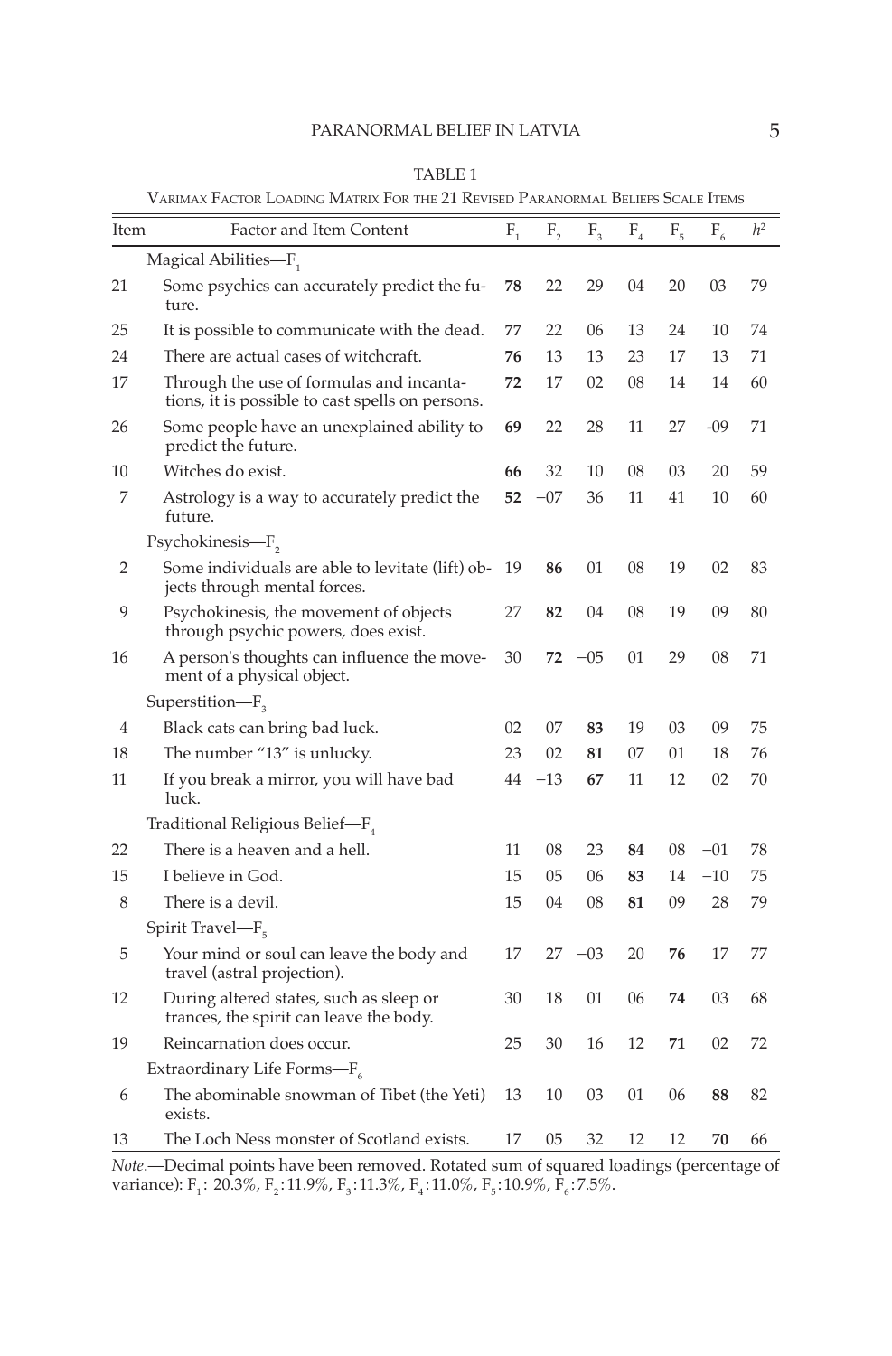TABLE 1

Varimax Factor Loading Matrix For the 21 Revised Paranormal Beliefs Scale Items

| Item | Factor and Item Content | $F_1$ | $F_2$ | $F_3$ | $F_4$ | $F_5$ | $F_6$ | $h^2$ |
|---|---|---|---|---|---|---|---|---|
| | Magical Abilities—$F_1$ | | | | | | | |
| 21 | Some psychics can accurately predict the future. | **78** | 22 | 29 | 04 | 20 | 03 | 79 |
| 25 | It is possible to communicate with the dead. | **77** | 22 | 06 | 13 | 24 | 10 | 74 |
| 24 | There are actual cases of witchcraft. | **76** | 13 | 13 | 23 | 17 | 13 | 71 |
| 17 | Through the use of formulas and incantations, it is possible to cast spells on persons. | **72** | 17 | 02 | 08 | 14 | 14 | 60 |
| 26 | Some people have an unexplained ability to predict the future. | **69** | 22 | 28 | 11 | 27 | -09 | 71 |
| 10 | Witches do exist. | **66** | 32 | 10 | 08 | 03 | 20 | 59 |
| 7 | Astrology is a way to accurately predict the future. | **52** | −07 | 36 | 11 | 41 | 10 | 60 |
| | Psychokinesis—$F_2$ | | | | | | | |
| 2 | Some individuals are able to levitate (lift) objects through mental forces. | 19 | **86** | 01 | 08 | 19 | 02 | 83 |
| 9 | Psychokinesis, the movement of objects through psychic powers, does exist. | 27 | **82** | 04 | 08 | 19 | 09 | 80 |
| 16 | A person's thoughts can influence the movement of a physical object. | 30 | **72** | −05 | 01 | 29 | 08 | 71 |
| | Superstition—$F_3$ | | | | | | | |
| 4 | Black cats can bring bad luck. | 02 | 07 | **83** | 19 | 03 | 09 | 75 |
| 18 | The number "13" is unlucky. | 23 | 02 | **81** | 07 | 01 | 18 | 76 |
| 11 | If you break a mirror, you will have bad luck. | 44 | −13 | **67** | 11 | 12 | 02 | 70 |
| | Traditional Religious Belief—$F_4$ | | | | | | | |
| 22 | There is a heaven and a hell. | 11 | 08 | 23 | **84** | 08 | −01 | 78 |
| 15 | I believe in God. | 15 | 05 | 06 | **83** | 14 | −10 | 75 |
| 8 | There is a devil. | 15 | 04 | 08 | **81** | 09 | 28 | 79 |
| | Spirit Travel—$F_5$ | | | | | | | |
| 5 | Your mind or soul can leave the body and travel (astral projection). | 17 | 27 | −03 | 20 | **76** | 17 | 77 |
| 12 | During altered states, such as sleep or trances, the spirit can leave the body. | 30 | 18 | 01 | 06 | **74** | 03 | 68 |
| 19 | Reincarnation does occur. | 25 | 30 | 16 | 12 | **71** | 02 | 72 |
| | Extraordinary Life Forms—$F_6$ | | | | | | | |
| 6 | The abominable snowman of Tibet (the Yeti) exists. | 13 | 10 | 03 | 01 | 06 | **88** | 82 |
| 13 | The Loch Ness monster of Scotland exists. | 17 | 05 | 32 | 12 | 12 | **70** | 66 |

*Note*.—Decimal points have been removed. Rotated sum of squared loadings (percentage of variance): $F_1$: 20.3%, $F_2$: 11.9%, $F_3$: 11.3%, $F_4$: 11.0%, $F_5$: 10.9%, $F_6$: 7.5%.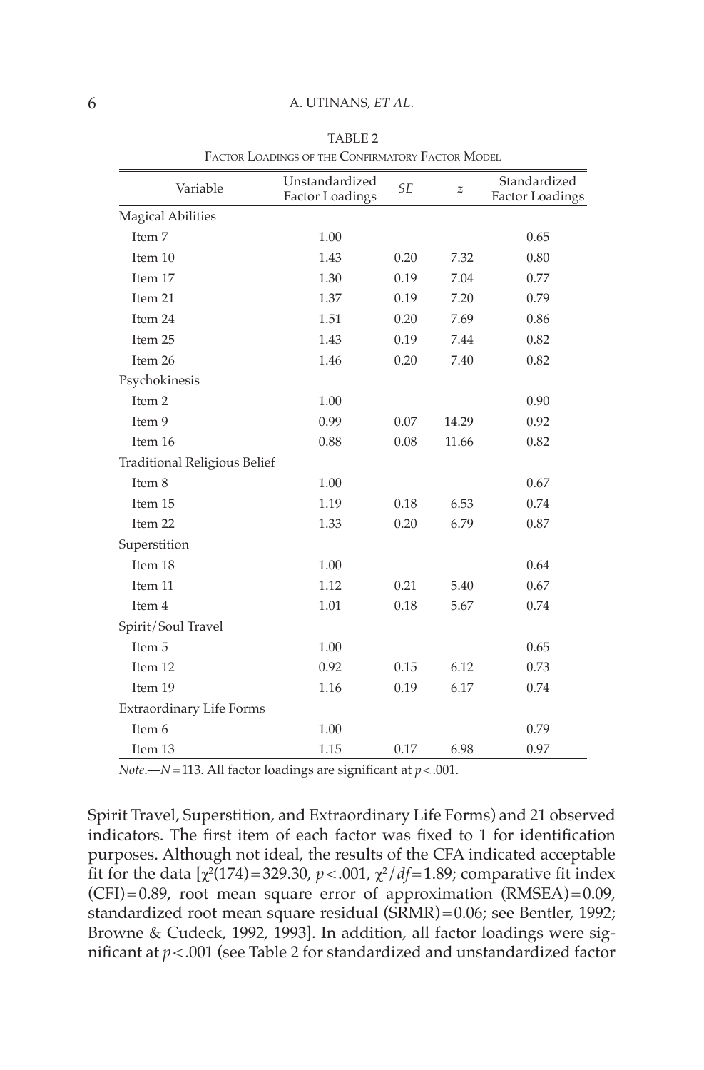TABLE 2

Factor Loadings of the Confirmatory Factor Model

| Variable | Unstandardized Factor Loadings | *SE* | *z* | Standardized Factor Loadings |
|---|---|---|---|---|
| Magical Abilities | | | | |
| Item 7 | 1.00 | | | 0.65 |
| Item 10 | 1.43 | 0.20 | 7.32 | 0.80 |
| Item 17 | 1.30 | 0.19 | 7.04 | 0.77 |
| Item 21 | 1.37 | 0.19 | 7.20 | 0.79 |
| Item 24 | 1.51 | 0.20 | 7.69 | 0.86 |
| Item 25 | 1.43 | 0.19 | 7.44 | 0.82 |
| Item 26 | 1.46 | 0.20 | 7.40 | 0.82 |
| Psychokinesis | | | | |
| Item 2 | 1.00 | | | 0.90 |
| Item 9 | 0.99 | 0.07 | 14.29 | 0.92 |
| Item 16 | 0.88 | 0.08 | 11.66 | 0.82 |
| Traditional Religious Belief | | | | |
| Item 8 | 1.00 | | | 0.67 |
| Item 15 | 1.19 | 0.18 | 6.53 | 0.74 |
| Item 22 | 1.33 | 0.20 | 6.79 | 0.87 |
| Superstition | | | | |
| Item 18 | 1.00 | | | 0.64 |
| Item 11 | 1.12 | 0.21 | 5.40 | 0.67 |
| Item 4 | 1.01 | 0.18 | 5.67 | 0.74 |
| Spirit/Soul Travel | | | | |
| Item 5 | 1.00 | | | 0.65 |
| Item 12 | 0.92 | 0.15 | 6.12 | 0.73 |
| Item 19 | 1.16 | 0.19 | 6.17 | 0.74 |
| Extraordinary Life Forms | | | | |
| Item 6 | 1.00 | | | 0.79 |
| Item 13 | 1.15 | 0.17 | 6.98 | 0.97 |

*Note*.—$N = 113$. All factor loadings are significant at $p < .001$.

Spirit Travel, Superstition, and Extraordinary Life Forms) and 21 observed indicators. The first item of each factor was fixed to 1 for identification purposes. Although not ideal, the results of the CFA indicated acceptable fit for the data [$\chi^2(174) = 329.30$, $p < .001$, $\chi^2/df = 1.89$; comparative fit index (CFI) = 0.89, root mean square error of approximation (RMSEA) = 0.09, standardized root mean square residual (SRMR) = 0.06; see Bentler, 1992; Browne & Cudeck, 1992, 1993]. In addition, all factor loadings were significant at $p < .001$ (see Table 2 for standardized and unstandardized factor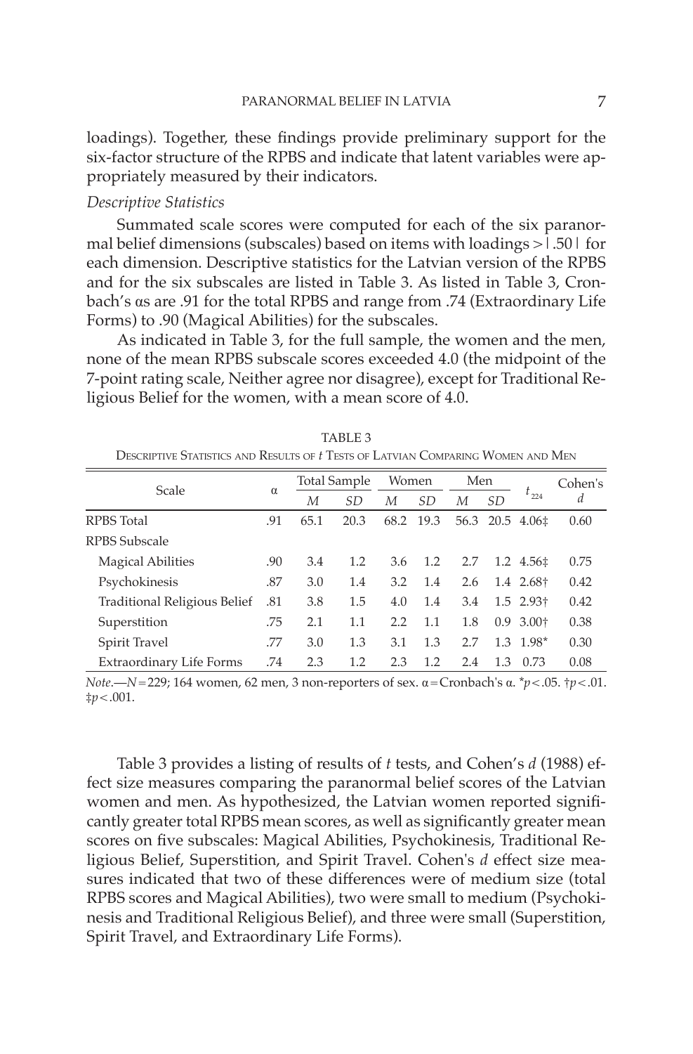loadings). Together, these findings provide preliminary support for the six-factor structure of the RPBS and indicate that latent variables were appropriately measured by their indicators.

*Descriptive Statistics*

Summated scale scores were computed for each of the six paranormal belief dimensions (subscales) based on items with loadings $>|.50|$ for each dimension. Descriptive statistics for the Latvian version of the RPBS and for the six subscales are listed in Table 3. As listed in Table 3, Cronbach's αs are .91 for the total RPBS and range from .74 (Extraordinary Life Forms) to .90 (Magical Abilities) for the subscales.

As indicated in Table 3, for the full sample, the women and the men, none of the mean RPBS subscale scores exceeded 4.0 (the midpoint of the 7-point rating scale, Neither agree nor disagree), except for Traditional Religious Belief for the women, with a mean score of 4.0.

TABLE 3
DESCRIPTIVE STATISTICS AND RESULTS OF *t* TESTS OF LATVIAN COMPARING WOMEN AND MEN

| Scale | α | Total Sample | | Women | | Men | | $t_{224}$ | Cohen's *d* |
|---|---|---|---|---|---|---|---|---|---|
| | | *M* | *SD* | *M* | *SD* | *M* | *SD* | | |
| RPBS Total | .91 | 65.1 | 20.3 | 68.2 | 19.3 | 56.3 | 20.5 | 4.06‡ | 0.60 |
| RPBS Subscale | | | | | | | | | |
| Magical Abilities | .90 | 3.4 | 1.2 | 3.6 | 1.2 | 2.7 | 1.2 | 4.56‡ | 0.75 |
| Psychokinesis | .87 | 3.0 | 1.4 | 3.2 | 1.4 | 2.6 | 1.4 | 2.68† | 0.42 |
| Traditional Religious Belief | .81 | 3.8 | 1.5 | 4.0 | 1.4 | 3.4 | 1.5 | 2.93† | 0.42 |
| Superstition | .75 | 2.1 | 1.1 | 2.2 | 1.1 | 1.8 | 0.9 | 3.00† | 0.38 |
| Spirit Travel | .77 | 3.0 | 1.3 | 3.1 | 1.3 | 2.7 | 1.3 | 1.98* | 0.30 |
| Extraordinary Life Forms | .74 | 2.3 | 1.2 | 2.3 | 1.2 | 2.4 | 1.3 | 0.73 | 0.08 |

*Note*.—$N=229$; 164 women, 62 men, 3 non-reporters of sex. α = Cronbach's α. *$p<.05$. †$p<.01$. ‡$p<.001$.

Table 3 provides a listing of results of *t* tests, and Cohen's *d* (1988) effect size measures comparing the paranormal belief scores of the Latvian women and men. As hypothesized, the Latvian women reported significantly greater total RPBS mean scores, as well as significantly greater mean scores on five subscales: Magical Abilities, Psychokinesis, Traditional Religious Belief, Superstition, and Spirit Travel. Cohen's *d* effect size measures indicated that two of these differences were of medium size (total RPBS scores and Magical Abilities), two were small to medium (Psychokinesis and Traditional Religious Belief), and three were small (Superstition, Spirit Travel, and Extraordinary Life Forms).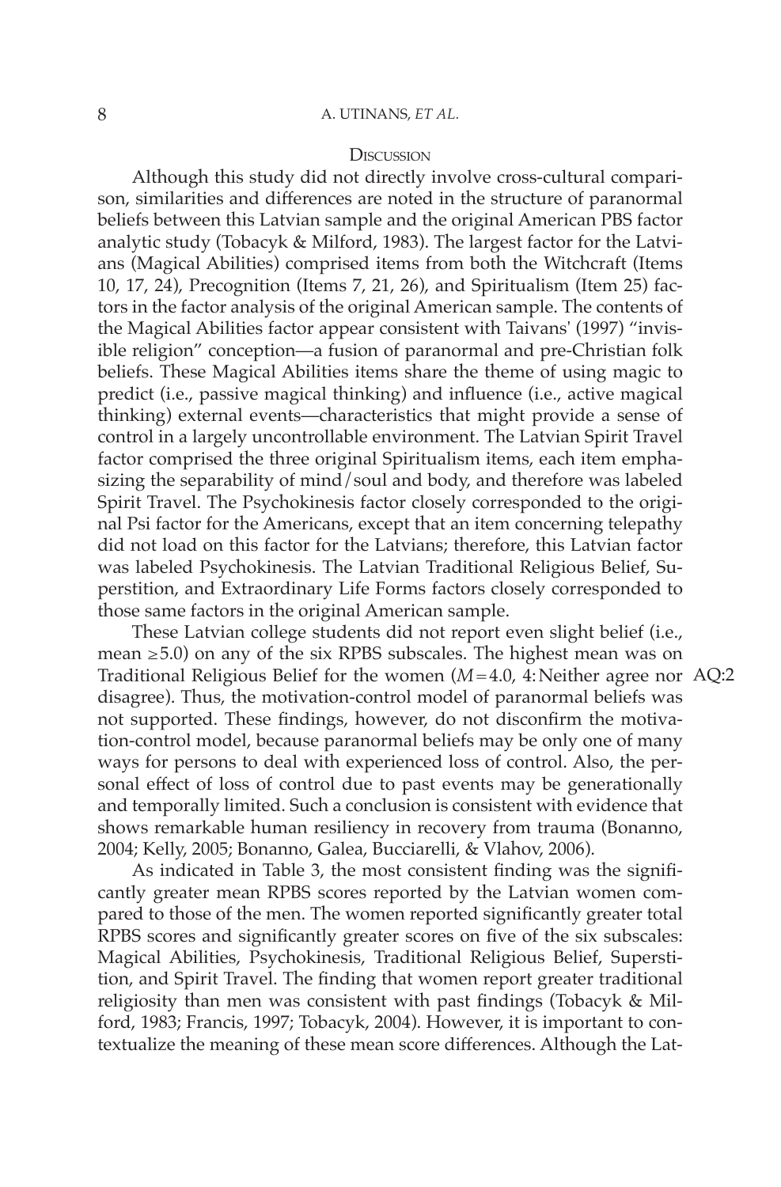## Discussion

Although this study did not directly involve cross-cultural comparison, similarities and differences are noted in the structure of paranormal beliefs between this Latvian sample and the original American PBS factor analytic study (Tobacyk & Milford, 1983). The largest factor for the Latvians (Magical Abilities) comprised items from both the Witchcraft (Items 10, 17, 24), Precognition (Items 7, 21, 26), and Spiritualism (Item 25) factors in the factor analysis of the original American sample. The contents of the Magical Abilities factor appear consistent with Taivans' (1997) "invisible religion" conception—a fusion of paranormal and pre-Christian folk beliefs. These Magical Abilities items share the theme of using magic to predict (i.e., passive magical thinking) and influence (i.e., active magical thinking) external events—characteristics that might provide a sense of control in a largely uncontrollable environment. The Latvian Spirit Travel factor comprised the three original Spiritualism items, each item emphasizing the separability of mind/soul and body, and therefore was labeled Spirit Travel. The Psychokinesis factor closely corresponded to the original Psi factor for the Americans, except that an item concerning telepathy did not load on this factor for the Latvians; therefore, this Latvian factor was labeled Psychokinesis. The Latvian Traditional Religious Belief, Superstition, and Extraordinary Life Forms factors closely corresponded to those same factors in the original American sample.

These Latvian college students did not report even slight belief (i.e., mean $\geq 5.0$) on any of the six RPBS subscales. The highest mean was on Traditional Religious Belief for the women ($M = 4.0$, 4: Neither agree nor disagree). Thus, the motivation-control model of paranormal beliefs was not supported. These findings, however, do not disconfirm the motivation-control model, because paranormal beliefs may be only one of many ways for persons to deal with experienced loss of control. Also, the personal effect of loss of control due to past events may be generationally and temporally limited. Such a conclusion is consistent with evidence that shows remarkable human resiliency in recovery from trauma (Bonanno, 2004; Kelly, 2005; Bonanno, Galea, Bucciarelli, & Vlahov, 2006).

As indicated in Table 3, the most consistent finding was the significantly greater mean RPBS scores reported by the Latvian women compared to those of the men. The women reported significantly greater total RPBS scores and significantly greater scores on five of the six subscales: Magical Abilities, Psychokinesis, Traditional Religious Belief, Superstition, and Spirit Travel. The finding that women report greater traditional religiosity than men was consistent with past findings (Tobacyk & Milford, 1983; Francis, 1997; Tobacyk, 2004). However, it is important to contextualize the meaning of these mean score differences. Although the Lat-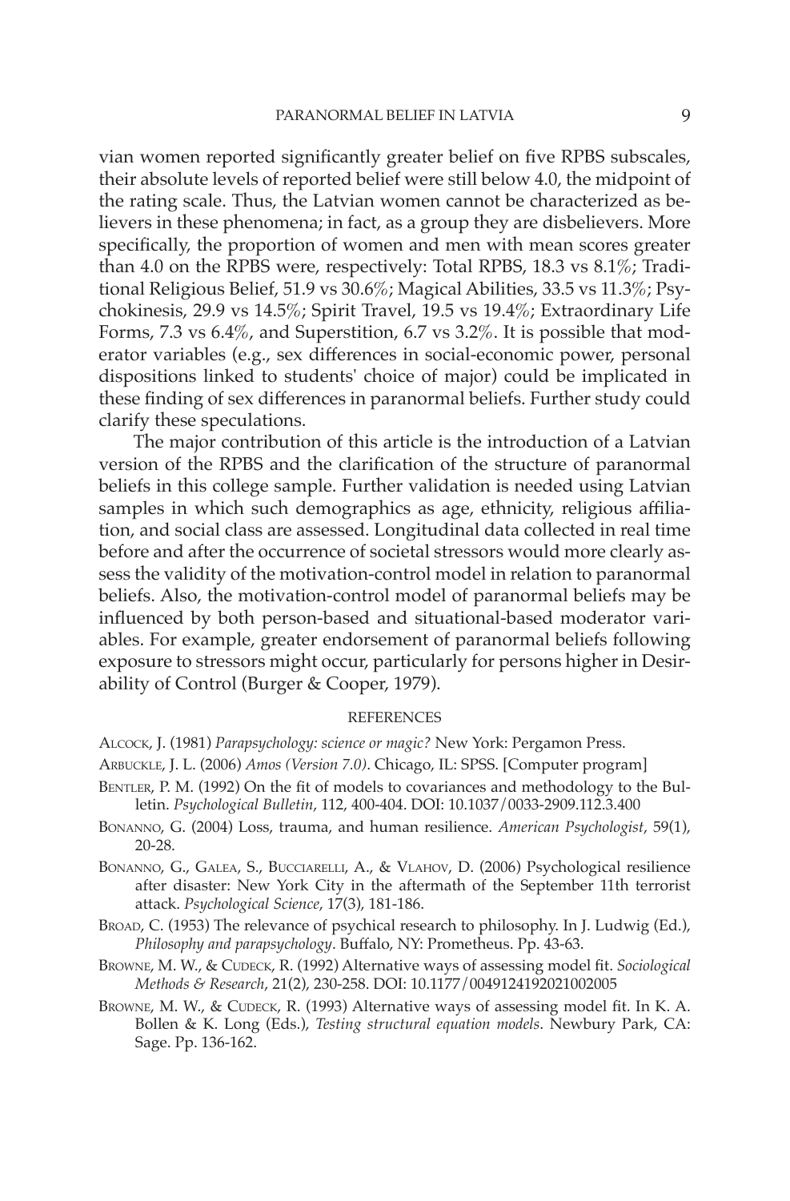vian women reported significantly greater belief on five RPBS subscales, their absolute levels of reported belief were still below 4.0, the midpoint of the rating scale. Thus, the Latvian women cannot be characterized as believers in these phenomena; in fact, as a group they are disbelievers. More specifically, the proportion of women and men with mean scores greater than 4.0 on the RPBS were, respectively: Total RPBS, 18.3 vs 8.1%; Traditional Religious Belief, 51.9 vs 30.6%; Magical Abilities, 33.5 vs 11.3%; Psychokinesis, 29.9 vs 14.5%; Spirit Travel, 19.5 vs 19.4%; Extraordinary Life Forms, 7.3 vs 6.4%, and Superstition, 6.7 vs 3.2%. It is possible that moderator variables (e.g., sex differences in social-economic power, personal dispositions linked to students' choice of major) could be implicated in these finding of sex differences in paranormal beliefs. Further study could clarify these speculations.

The major contribution of this article is the introduction of a Latvian version of the RPBS and the clarification of the structure of paranormal beliefs in this college sample. Further validation is needed using Latvian samples in which such demographics as age, ethnicity, religious affiliation, and social class are assessed. Longitudinal data collected in real time before and after the occurrence of societal stressors would more clearly assess the validity of the motivation-control model in relation to paranormal beliefs. Also, the motivation-control model of paranormal beliefs may be influenced by both person-based and situational-based moderator variables. For example, greater endorsement of paranormal beliefs following exposure to stressors might occur, particularly for persons higher in Desirability of Control (Burger & Cooper, 1979).

## REFERENCES

Alcock, J. (1981) *Parapsychology: science or magic?* New York: Pergamon Press.

Arbuckle, J. L. (2006) *Amos (Version 7.0)*. Chicago, IL: SPSS. [Computer program]

Bentler, P. M. (1992) On the fit of models to covariances and methodology to the Bulletin. *Psychological Bulletin*, 112, 400-404. DOI: 10.1037/0033-2909.112.3.400

Bonanno, G. (2004) Loss, trauma, and human resilience. *American Psychologist*, 59(1), 20-28.

Bonanno, G., Galea, S., Bucciarelli, A., & Vlahov, D. (2006) Psychological resilience after disaster: New York City in the aftermath of the September 11th terrorist attack. *Psychological Science*, 17(3), 181-186.

Broad, C. (1953) The relevance of psychical research to philosophy. In J. Ludwig (Ed.), *Philosophy and parapsychology*. Buffalo, NY: Prometheus. Pp. 43-63.

Browne, M. W., & Cudeck, R. (1992) Alternative ways of assessing model fit. *Sociological Methods & Research*, 21(2), 230-258. DOI: 10.1177/0049124192021002005

Browne, M. W., & Cudeck, R. (1993) Alternative ways of assessing model fit. In K. A. Bollen & K. Long (Eds.), *Testing structural equation models*. Newbury Park, CA: Sage. Pp. 136-162.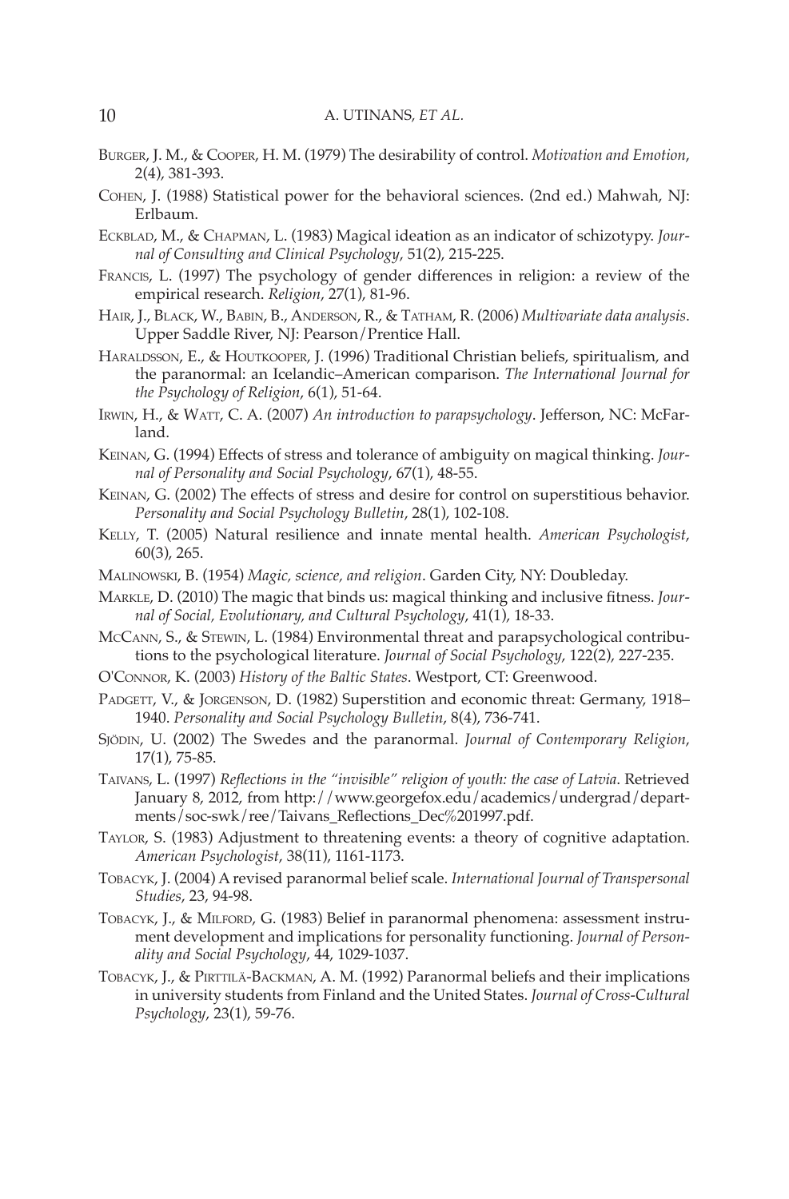Burger, J. M., & Cooper, H. M. (1979) The desirability of control. *Motivation and Emotion*, 2(4), 381-393.

Cohen, J. (1988) Statistical power for the behavioral sciences. (2nd ed.) Mahwah, NJ: Erlbaum.

Eckblad, M., & Chapman, L. (1983) Magical ideation as an indicator of schizotypy. *Journal of Consulting and Clinical Psychology*, 51(2), 215-225.

Francis, L. (1997) The psychology of gender differences in religion: a review of the empirical research. *Religion*, 27(1), 81-96.

Hair, J., Black, W., Babin, B., Anderson, R., & Tatham, R. (2006) *Multivariate data analysis*. Upper Saddle River, NJ: Pearson/Prentice Hall.

Haraldsson, E., & Houtkooper, J. (1996) Traditional Christian beliefs, spiritualism, and the paranormal: an Icelandic–American comparison. *The International Journal for the Psychology of Religion*, 6(1), 51-64.

Irwin, H., & Watt, C. A. (2007) *An introduction to parapsychology*. Jefferson, NC: McFarland.

Keinan, G. (1994) Effects of stress and tolerance of ambiguity on magical thinking. *Journal of Personality and Social Psychology*, 67(1), 48-55.

Keinan, G. (2002) The effects of stress and desire for control on superstitious behavior. *Personality and Social Psychology Bulletin*, 28(1), 102-108.

Kelly, T. (2005) Natural resilience and innate mental health. *American Psychologist*, 60(3), 265.

Malinowski, B. (1954) *Magic, science, and religion*. Garden City, NY: Doubleday.

Markle, D. (2010) The magic that binds us: magical thinking and inclusive fitness. *Journal of Social, Evolutionary, and Cultural Psychology*, 41(1), 18-33.

McCann, S., & Stewin, L. (1984) Environmental threat and parapsychological contributions to the psychological literature. *Journal of Social Psychology*, 122(2), 227-235.

O'Connor, K. (2003) *History of the Baltic States*. Westport, CT: Greenwood.

Padgett, V., & Jorgenson, D. (1982) Superstition and economic threat: Germany, 1918–1940. *Personality and Social Psychology Bulletin*, 8(4), 736-741.

Sjödin, U. (2002) The Swedes and the paranormal. *Journal of Contemporary Religion*, 17(1), 75-85.

Taivans, L. (1997) *Reflections in the "invisible" religion of youth: the case of Latvia*. Retrieved January 8, 2012, from http://www.georgefox.edu/academics/undergrad/departments/soc-swk/ree/Taivans_Reflections_Dec%201997.pdf.

Taylor, S. (1983) Adjustment to threatening events: a theory of cognitive adaptation. *American Psychologist*, 38(11), 1161-1173.

Tobacyk, J. (2004) A revised paranormal belief scale. *International Journal of Transpersonal Studies*, 23, 94-98.

Tobacyk, J., & Milford, G. (1983) Belief in paranormal phenomena: assessment instrument development and implications for personality functioning. *Journal of Personality and Social Psychology*, 44, 1029-1037.

Tobacyk, J., & Pirttilä-Backman, A. M. (1992) Paranormal beliefs and their implications in university students from Finland and the United States. *Journal of Cross-Cultural Psychology*, 23(1), 59-76.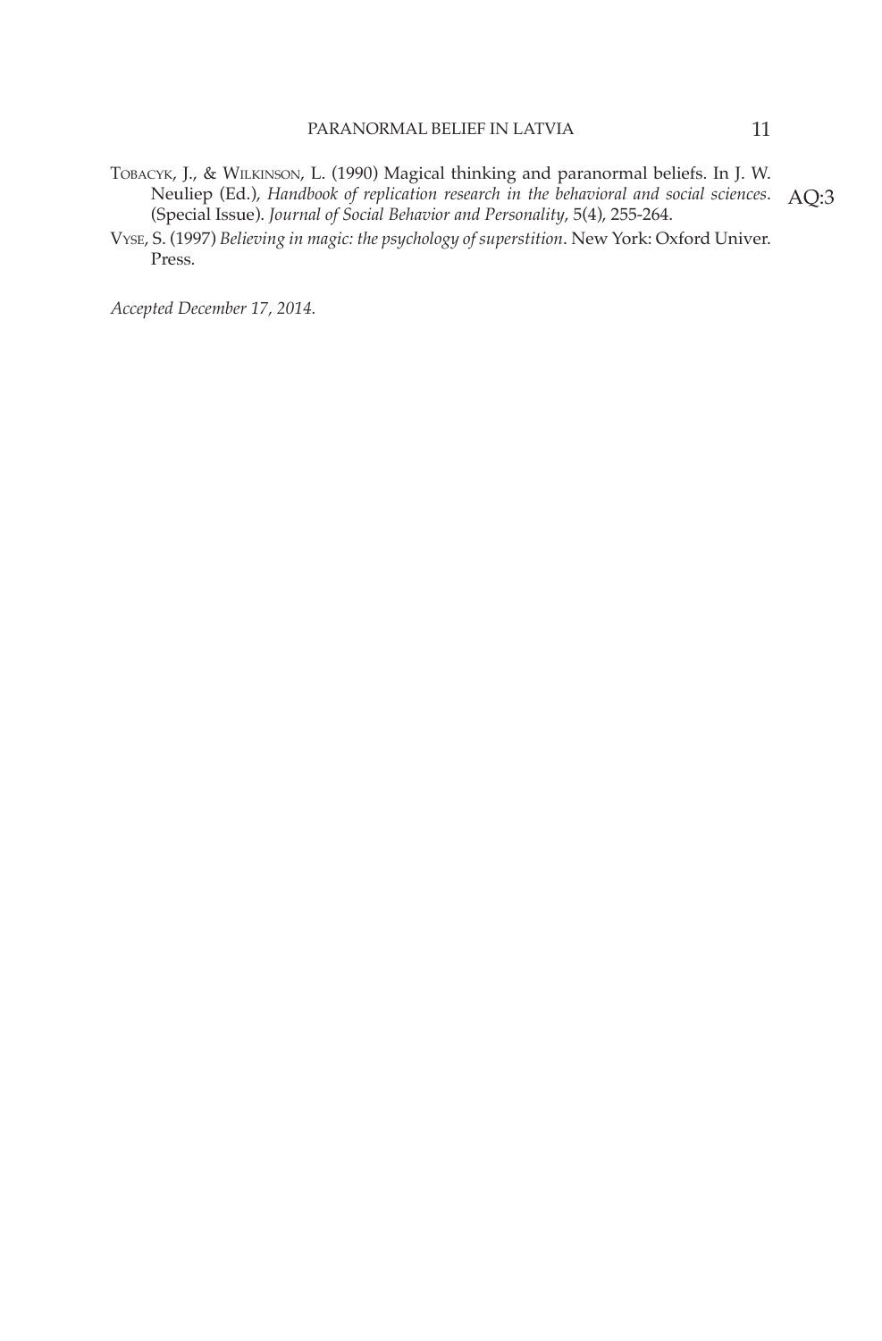Tobacyk, J., & Wilkinson, L. (1990) Magical thinking and paranormal beliefs. In J. W. Neuliep (Ed.), *Handbook of replication research in the behavioral and social sciences*. (Special Issue). *Journal of Social Behavior and Personality*, 5(4), 255-264. AQ:3

Vyse, S. (1997) *Believing in magic: the psychology of superstition*. New York: Oxford Univer. Press.

*Accepted December 17, 2014.*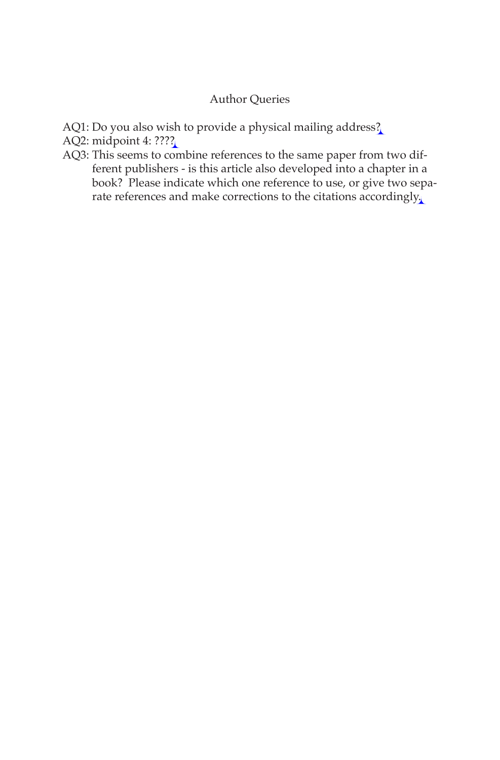# Author Queries

AQ1: Do you also wish to provide a physical mailing address?

AQ2: midpoint 4: ????

AQ3: This seems to combine references to the same paper from two different publishers - is this article also developed into a chapter in a book? Please indicate which one reference to use, or give two separate references and make corrections to the citations accordingly.